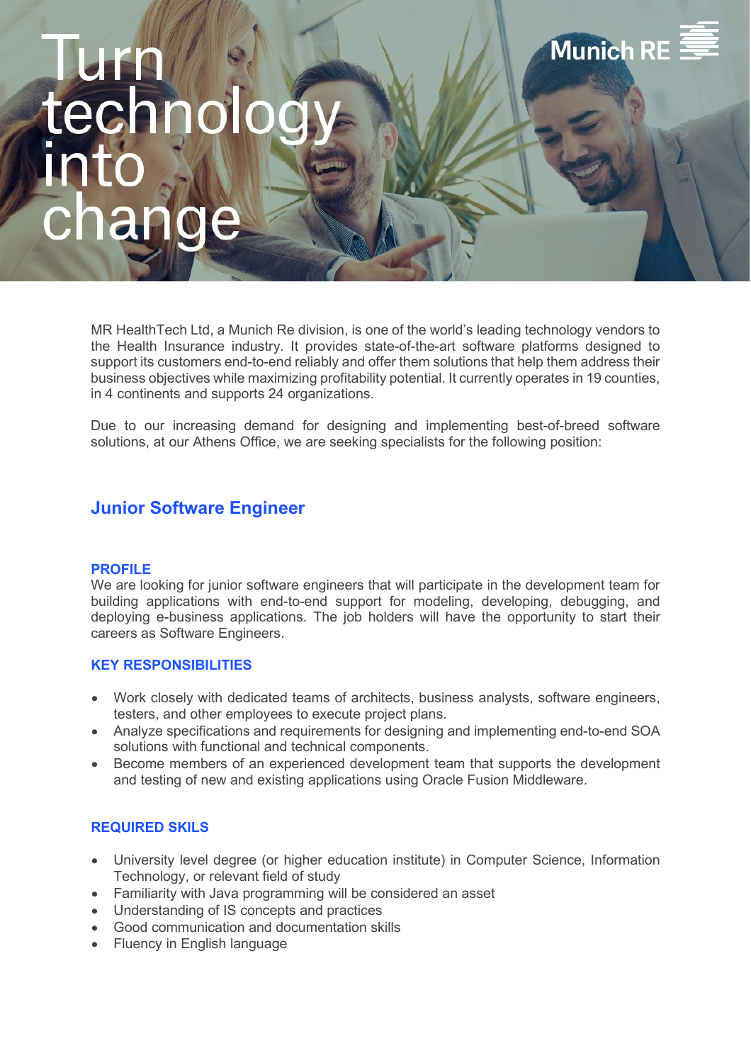# Turn technology into change

Munich RE

MR HealthTech Ltd, a Munich Re division, is one of the world's leading technology vendors to the Health Insurance industry. It provides state-of-the-art software platforms designed to support its customers end-to-end reliably and offer them solutions that help them address their business objectives while maximizing profitability potential. It currently operates in 19 counties, in 4 continents and supports 24 organizations.

Due to our increasing demand for designing and implementing best-of-breed software solutions, at our Athens Office, we are seeking specialists for the following position:

## Junior Software Engineer

### PROFILE

We are looking for junior software engineers that will participate in the development team for building applications with end-to-end support for modeling, developing, debugging, and deploying e-business applications. The job holders will have the opportunity to start their careers as Software Engineers.

### KEY RESPONSIBILITIES

- Work closely with dedicated teams of architects, business analysts, software engineers, testers, and other employees to execute project plans.
- Analyze specifications and requirements for designing and implementing end-to-end SOA solutions with functional and technical components.
- Become members of an experienced development team that supports the development and testing of new and existing applications using Oracle Fusion Middleware.

### REQUIRED SKILS

- University level degree (or higher education institute) in Computer Science, Information Technology, or relevant field of study
- Familiarity with Java programming will be considered an asset
- Understanding of IS concepts and practices
- Good communication and documentation skills
- Fluency in English language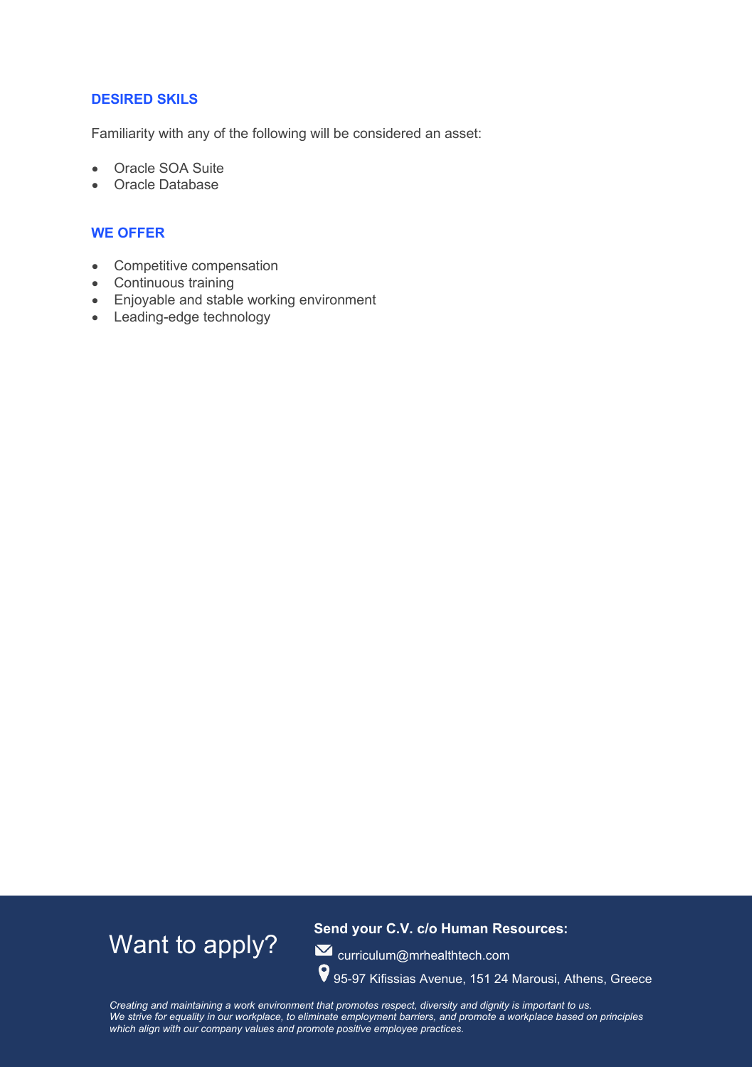### DESIRED SKILS

Familiarity with any of the following will be considered an asset:

- Oracle SOA Suite
- Oracle Database

### WE OFFER

- Competitive compensation
- Continuous training
- Enjoyable and stable working environment
- Leading-edge technology

## Want to apply?

**Send your C.V. c/o Human Resources:**

curriculum@mrhealthtech.com

95-97 Kifissias Avenue, 151 24 Marousi, Athens, Greece

*Creating and maintaining a work environment that promotes respect, diversity and dignity is important to us. We strive for equality in our workplace, to eliminate employment barriers, and promote a workplace based on principles which align with our company values and promote positive employee practices.*